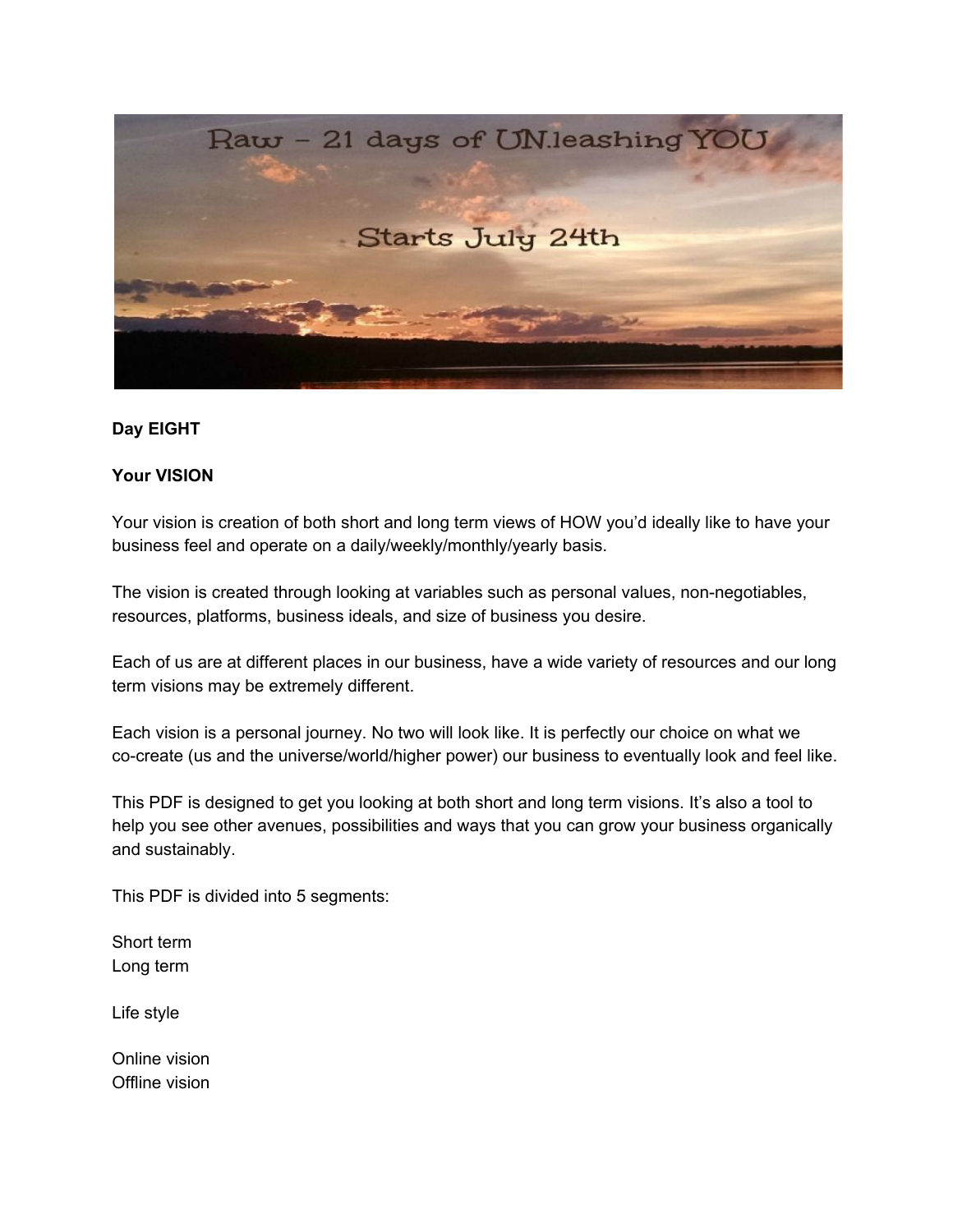# Raw – 21 days of UN.leashing YOU

Starts July 24th

**Day EIGHT**

**Your VISION**

Your vision is creation of both short and long term views of HOW you'd ideally like to have your business feel and operate on a daily/weekly/monthly/yearly basis.

The vision is created through looking at variables such as personal values, non-negotiables, resources, platforms, business ideals, and size of business you desire.

Each of us are at different places in our business, have a wide variety of resources and our long term visions may be extremely different.

Each vision is a personal journey. No two will look like. It is perfectly our choice on what we co-create (us and the universe/world/higher power) our business to eventually look and feel like.

This PDF is designed to get you looking at both short and long term visions. It's also a tool to help you see other avenues, possibilities and ways that you can grow your business organically and sustainably.

This PDF is divided into 5 segments:

Short term
Long term

Life style

Online vision
Offline vision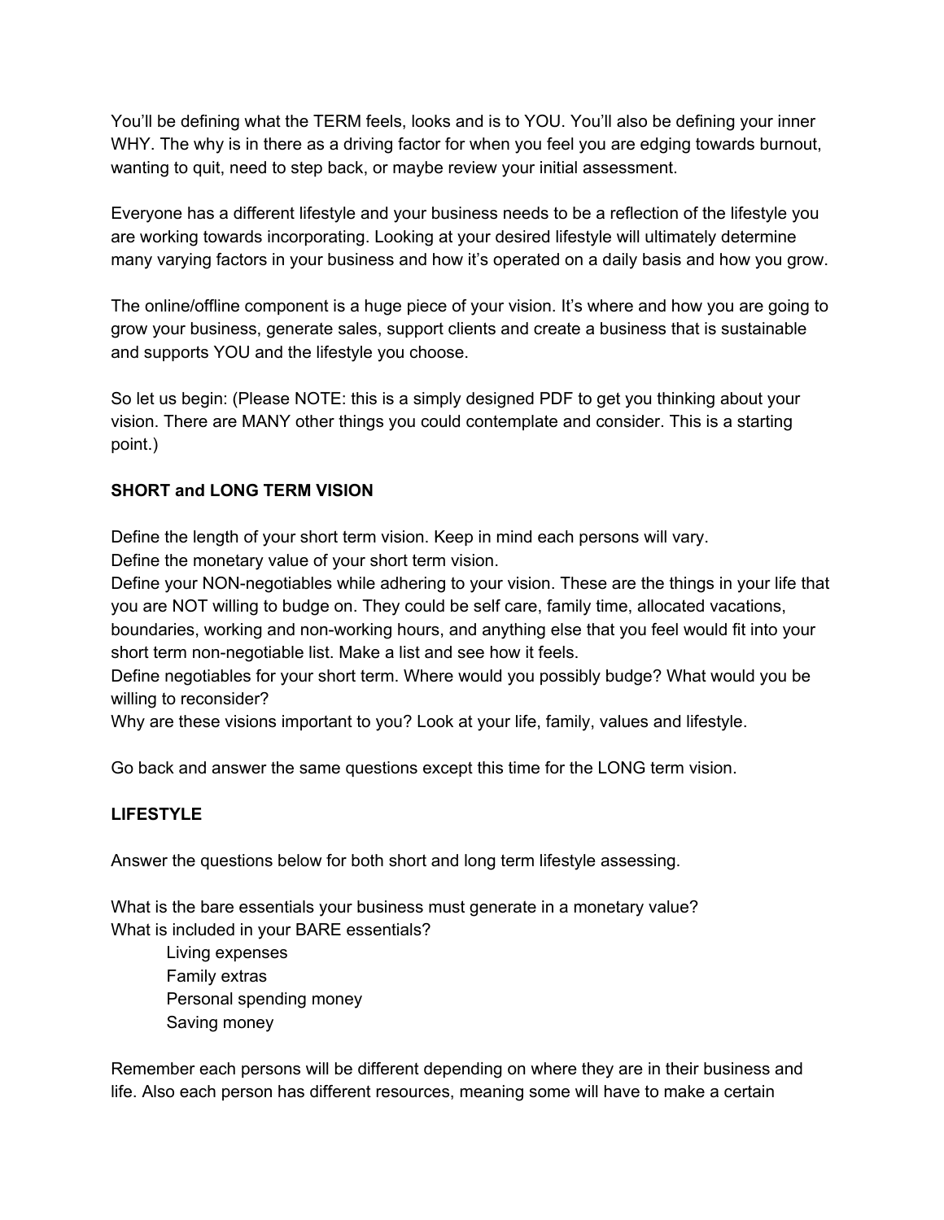You'll be defining what the TERM feels, looks and is to YOU. You'll also be defining your inner WHY. The why is in there as a driving factor for when you feel you are edging towards burnout, wanting to quit, need to step back, or maybe review your initial assessment.

Everyone has a different lifestyle and your business needs to be a reflection of the lifestyle you are working towards incorporating. Looking at your desired lifestyle will ultimately determine many varying factors in your business and how it's operated on a daily basis and how you grow.

The online/offline component is a huge piece of your vision. It's where and how you are going to grow your business, generate sales, support clients and create a business that is sustainable and supports YOU and the lifestyle you choose.

So let us begin: (Please NOTE: this is a simply designed PDF to get you thinking about your vision. There are MANY other things you could contemplate and consider. This is a starting point.)

**SHORT and LONG TERM VISION**

Define the length of your short term vision. Keep in mind each persons will vary.
Define the monetary value of your short term vision.
Define your NON-negotiables while adhering to your vision. These are the things in your life that you are NOT willing to budge on. They could be self care, family time, allocated vacations, boundaries, working and non-working hours, and anything else that you feel would fit into your short term non-negotiable list. Make a list and see how it feels.
Define negotiables for your short term. Where would you possibly budge? What would you be willing to reconsider?
Why are these visions important to you? Look at your life, family, values and lifestyle.

Go back and answer the same questions except this time for the LONG term vision.

**LIFESTYLE**

Answer the questions below for both short and long term lifestyle assessing.

What is the bare essentials your business must generate in a monetary value?
What is included in your BARE essentials?

- Living expenses
- Family extras
- Personal spending money
- Saving money

Remember each persons will be different depending on where they are in their business and life. Also each person has different resources, meaning some will have to make a certain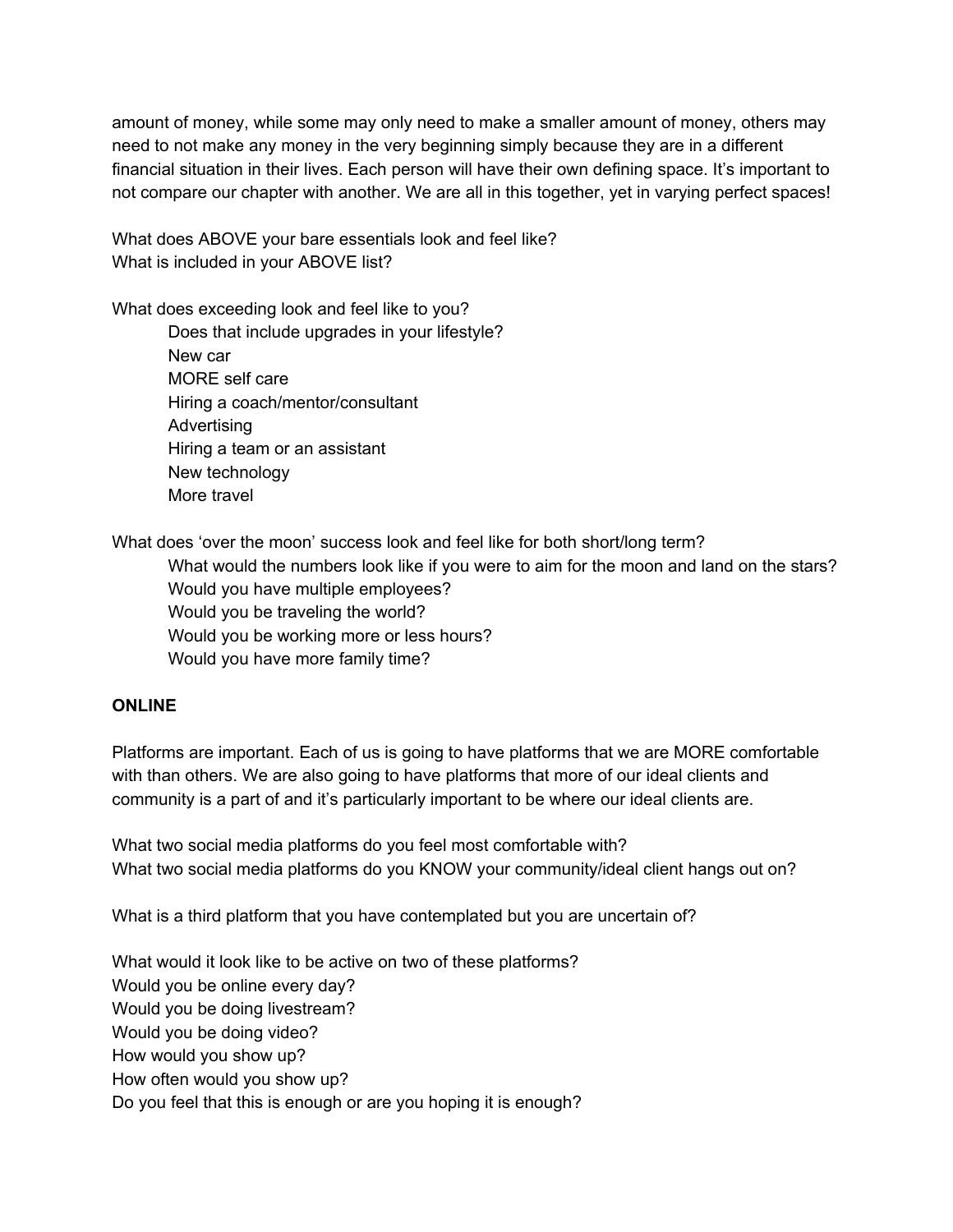amount of money, while some may only need to make a smaller amount of money, others may need to not make any money in the very beginning simply because they are in a different financial situation in their lives. Each person will have their own defining space. It's important to not compare our chapter with another. We are all in this together, yet in varying perfect spaces!

What does ABOVE your bare essentials look and feel like?
What is included in your ABOVE list?

What does exceeding look and feel like to you?

> Does that include upgrades in your lifestyle?
> New car
> MORE self care
> Hiring a coach/mentor/consultant
> Advertising
> Hiring a team or an assistant
> New technology
> More travel

What does 'over the moon' success look and feel like for both short/long term?

> What would the numbers look like if you were to aim for the moon and land on the stars?
> Would you have multiple employees?
> Would you be traveling the world?
> Would you be working more or less hours?
> Would you have more family time?

**ONLINE**

Platforms are important. Each of us is going to have platforms that we are MORE comfortable with than others. We are also going to have platforms that more of our ideal clients and community is a part of and it's particularly important to be where our ideal clients are.

What two social media platforms do you feel most comfortable with?
What two social media platforms do you KNOW your community/ideal client hangs out on?

What is a third platform that you have contemplated but you are uncertain of?

What would it look like to be active on two of these platforms?
Would you be online every day?
Would you be doing livestream?
Would you be doing video?
How would you show up?
How often would you show up?
Do you feel that this is enough or are you hoping it is enough?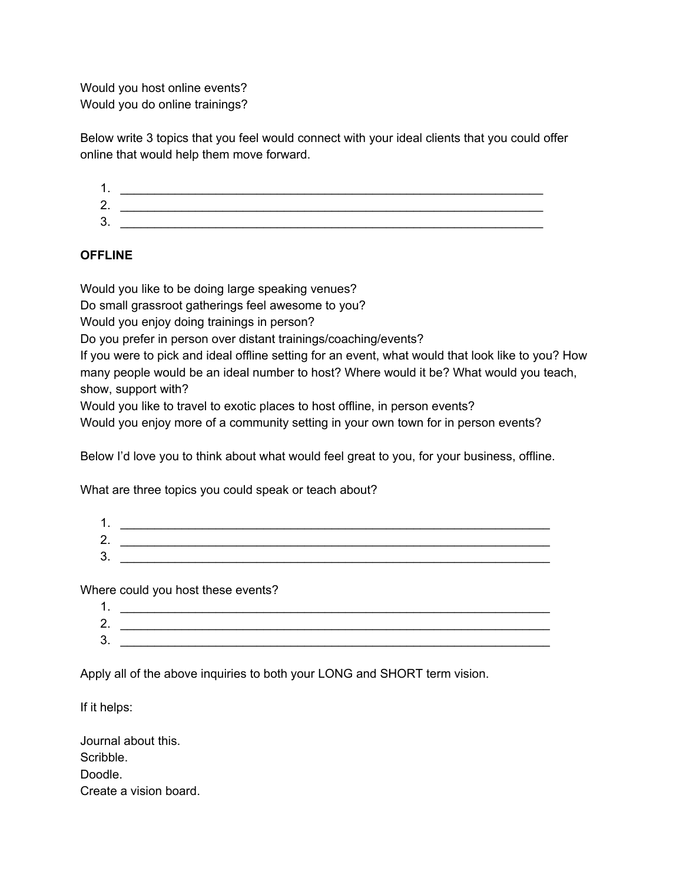Would you host online events?
Would you do online trainings?

Below write 3 topics that you feel would connect with your ideal clients that you could offer online that would help them move forward.

1. _______________________________________________________________
2. _______________________________________________________________
3. _______________________________________________________________

**OFFLINE**

Would you like to be doing large speaking venues?
Do small grassroot gatherings feel awesome to you?
Would you enjoy doing trainings in person?
Do you prefer in person over distant trainings/coaching/events?
If you were to pick and ideal offline setting for an event, what would that look like to you? How many people would be an ideal number to host? Where would it be? What would you teach, show, support with?
Would you like to travel to exotic places to host offline, in person events?
Would you enjoy more of a community setting in your own town for in person events?

Below I'd love you to think about what would feel great to you, for your business, offline.

What are three topics you could speak or teach about?

1. _______________________________________________________________
2. _______________________________________________________________
3. _______________________________________________________________

Where could you host these events?

1. _______________________________________________________________
2. _______________________________________________________________
3. _______________________________________________________________

Apply all of the above inquiries to both your LONG and SHORT term vision.

If it helps:

Journal about this.
Scribble.
Doodle.
Create a vision board.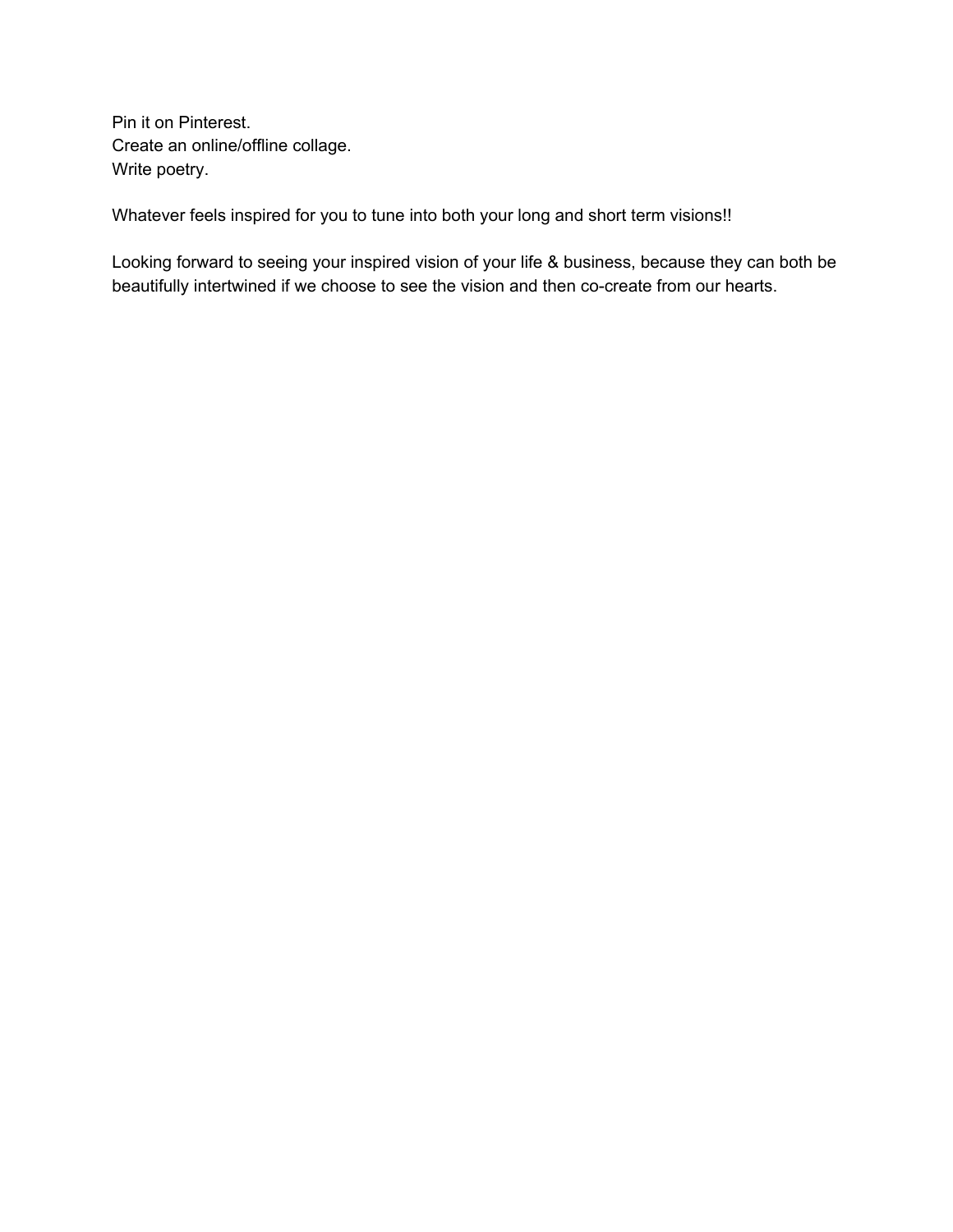Pin it on Pinterest.
Create an online/offline collage.
Write poetry.

Whatever feels inspired for you to tune into both your long and short term visions!!

Looking forward to seeing your inspired vision of your life & business, because they can both be beautifully intertwined if we choose to see the vision and then co-create from our hearts.